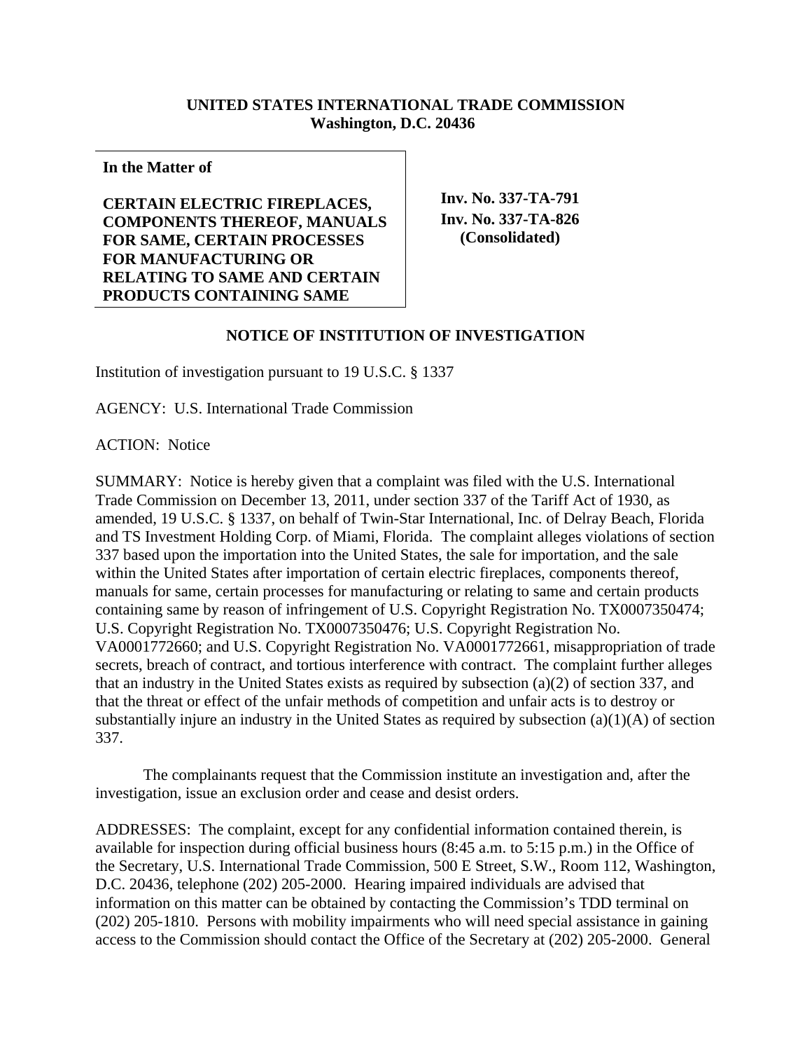**UNITED STATES INTERNATIONAL TRADE COMMISSION**
**Washington, D.C. 20436**

| In the Matter of | |
|---|---|
| **CERTAIN ELECTRIC FIREPLACES, COMPONENTS THEREOF, MANUALS FOR SAME, CERTAIN PROCESSES FOR MANUFACTURING OR RELATING TO SAME AND CERTAIN PRODUCTS CONTAINING SAME** | **Inv. No. 337-TA-791** **Inv. No. 337-TA-826** **(Consolidated)** |

## NOTICE OF INSTITUTION OF INVESTIGATION

Institution of investigation pursuant to 19 U.S.C. § 1337

AGENCY: U.S. International Trade Commission

ACTION: Notice

SUMMARY: Notice is hereby given that a complaint was filed with the U.S. International Trade Commission on December 13, 2011, under section 337 of the Tariff Act of 1930, as amended, 19 U.S.C. § 1337, on behalf of Twin-Star International, Inc. of Delray Beach, Florida and TS Investment Holding Corp. of Miami, Florida. The complaint alleges violations of section 337 based upon the importation into the United States, the sale for importation, and the sale within the United States after importation of certain electric fireplaces, components thereof, manuals for same, certain processes for manufacturing or relating to same and certain products containing same by reason of infringement of U.S. Copyright Registration No. TX0007350474; U.S. Copyright Registration No. TX0007350476; U.S. Copyright Registration No. VA0001772660; and U.S. Copyright Registration No. VA0001772661, misappropriation of trade secrets, breach of contract, and tortious interference with contract. The complaint further alleges that an industry in the United States exists as required by subsection (a)(2) of section 337, and that the threat or effect of the unfair methods of competition and unfair acts is to destroy or substantially injure an industry in the United States as required by subsection (a)(1)(A) of section 337.

The complainants request that the Commission institute an investigation and, after the investigation, issue an exclusion order and cease and desist orders.

ADDRESSES: The complaint, except for any confidential information contained therein, is available for inspection during official business hours (8:45 a.m. to 5:15 p.m.) in the Office of the Secretary, U.S. International Trade Commission, 500 E Street, S.W., Room 112, Washington, D.C. 20436, telephone (202) 205-2000. Hearing impaired individuals are advised that information on this matter can be obtained by contacting the Commission's TDD terminal on (202) 205-1810. Persons with mobility impairments who will need special assistance in gaining access to the Commission should contact the Office of the Secretary at (202) 205-2000. General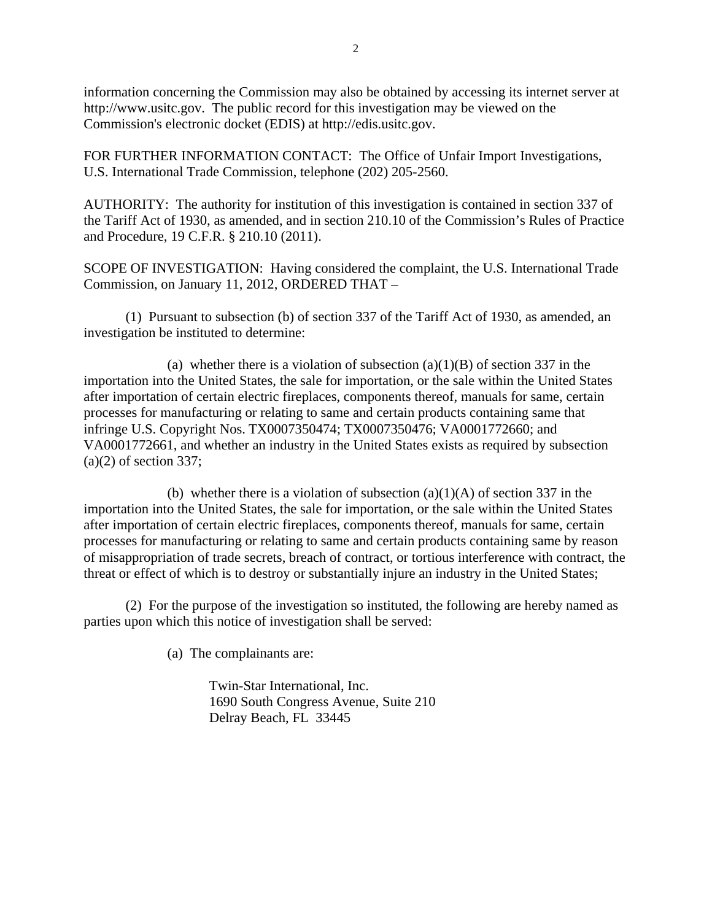information concerning the Commission may also be obtained by accessing its internet server at http://www.usitc.gov. The public record for this investigation may be viewed on the Commission's electronic docket (EDIS) at http://edis.usitc.gov.

FOR FURTHER INFORMATION CONTACT: The Office of Unfair Import Investigations, U.S. International Trade Commission, telephone (202) 205-2560.

AUTHORITY: The authority for institution of this investigation is contained in section 337 of the Tariff Act of 1930, as amended, and in section 210.10 of the Commission's Rules of Practice and Procedure, 19 C.F.R. § 210.10 (2011).

SCOPE OF INVESTIGATION: Having considered the complaint, the U.S. International Trade Commission, on January 11, 2012, ORDERED THAT –

(1) Pursuant to subsection (b) of section 337 of the Tariff Act of 1930, as amended, an investigation be instituted to determine:

(a) whether there is a violation of subsection (a)(1)(B) of section 337 in the importation into the United States, the sale for importation, or the sale within the United States after importation of certain electric fireplaces, components thereof, manuals for same, certain processes for manufacturing or relating to same and certain products containing same that infringe U.S. Copyright Nos. TX0007350474; TX0007350476; VA0001772660; and VA0001772661, and whether an industry in the United States exists as required by subsection (a)(2) of section 337;

(b) whether there is a violation of subsection (a)(1)(A) of section 337 in the importation into the United States, the sale for importation, or the sale within the United States after importation of certain electric fireplaces, components thereof, manuals for same, certain processes for manufacturing or relating to same and certain products containing same by reason of misappropriation of trade secrets, breach of contract, or tortious interference with contract, the threat or effect of which is to destroy or substantially injure an industry in the United States;

(2) For the purpose of the investigation so instituted, the following are hereby named as parties upon which this notice of investigation shall be served:

(a) The complainants are:

Twin-Star International, Inc.
1690 South Congress Avenue, Suite 210
Delray Beach, FL 33445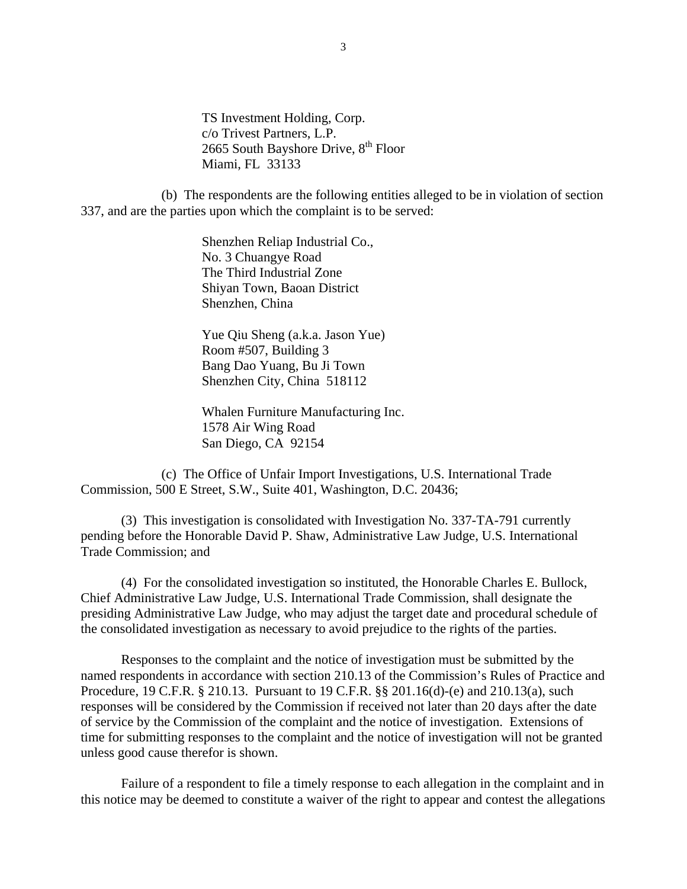TS Investment Holding, Corp.
c/o Trivest Partners, L.P.
2665 South Bayshore Drive, 8th Floor
Miami, FL 33133

(b) The respondents are the following entities alleged to be in violation of section 337, and are the parties upon which the complaint is to be served:

Shenzhen Reliap Industrial Co.,
No. 3 Chuangye Road
The Third Industrial Zone
Shiyan Town, Baoan District
Shenzhen, China

Yue Qiu Sheng (a.k.a. Jason Yue)
Room #507, Building 3
Bang Dao Yuang, Bu Ji Town
Shenzhen City, China 518112

Whalen Furniture Manufacturing Inc.
1578 Air Wing Road
San Diego, CA 92154

(c) The Office of Unfair Import Investigations, U.S. International Trade Commission, 500 E Street, S.W., Suite 401, Washington, D.C. 20436;

(3) This investigation is consolidated with Investigation No. 337-TA-791 currently pending before the Honorable David P. Shaw, Administrative Law Judge, U.S. International Trade Commission; and

(4) For the consolidated investigation so instituted, the Honorable Charles E. Bullock, Chief Administrative Law Judge, U.S. International Trade Commission, shall designate the presiding Administrative Law Judge, who may adjust the target date and procedural schedule of the consolidated investigation as necessary to avoid prejudice to the rights of the parties.

Responses to the complaint and the notice of investigation must be submitted by the named respondents in accordance with section 210.13 of the Commission's Rules of Practice and Procedure, 19 C.F.R. § 210.13. Pursuant to 19 C.F.R. §§ 201.16(d)-(e) and 210.13(a), such responses will be considered by the Commission if received not later than 20 days after the date of service by the Commission of the complaint and the notice of investigation. Extensions of time for submitting responses to the complaint and the notice of investigation will not be granted unless good cause therefor is shown.

Failure of a respondent to file a timely response to each allegation in the complaint and in this notice may be deemed to constitute a waiver of the right to appear and contest the allegations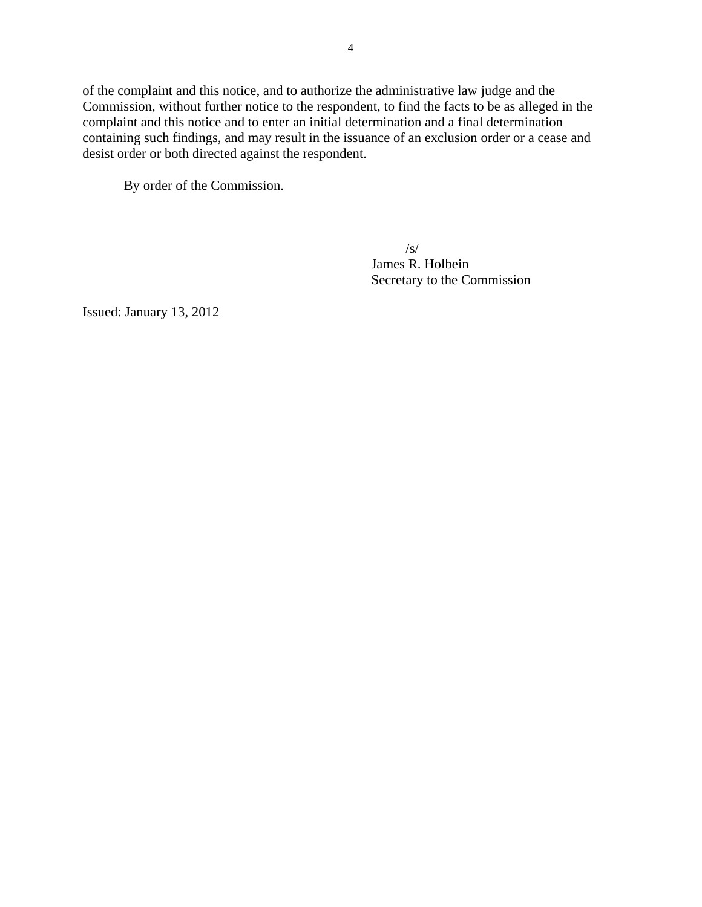of the complaint and this notice, and to authorize the administrative law judge and the Commission, without further notice to the respondent, to find the facts to be as alleged in the complaint and this notice and to enter an initial determination and a final determination containing such findings, and may result in the issuance of an exclusion order or a cease and desist order or both directed against the respondent.

By order of the Commission.

/s/
James R. Holbein
Secretary to the Commission

Issued: January 13, 2012